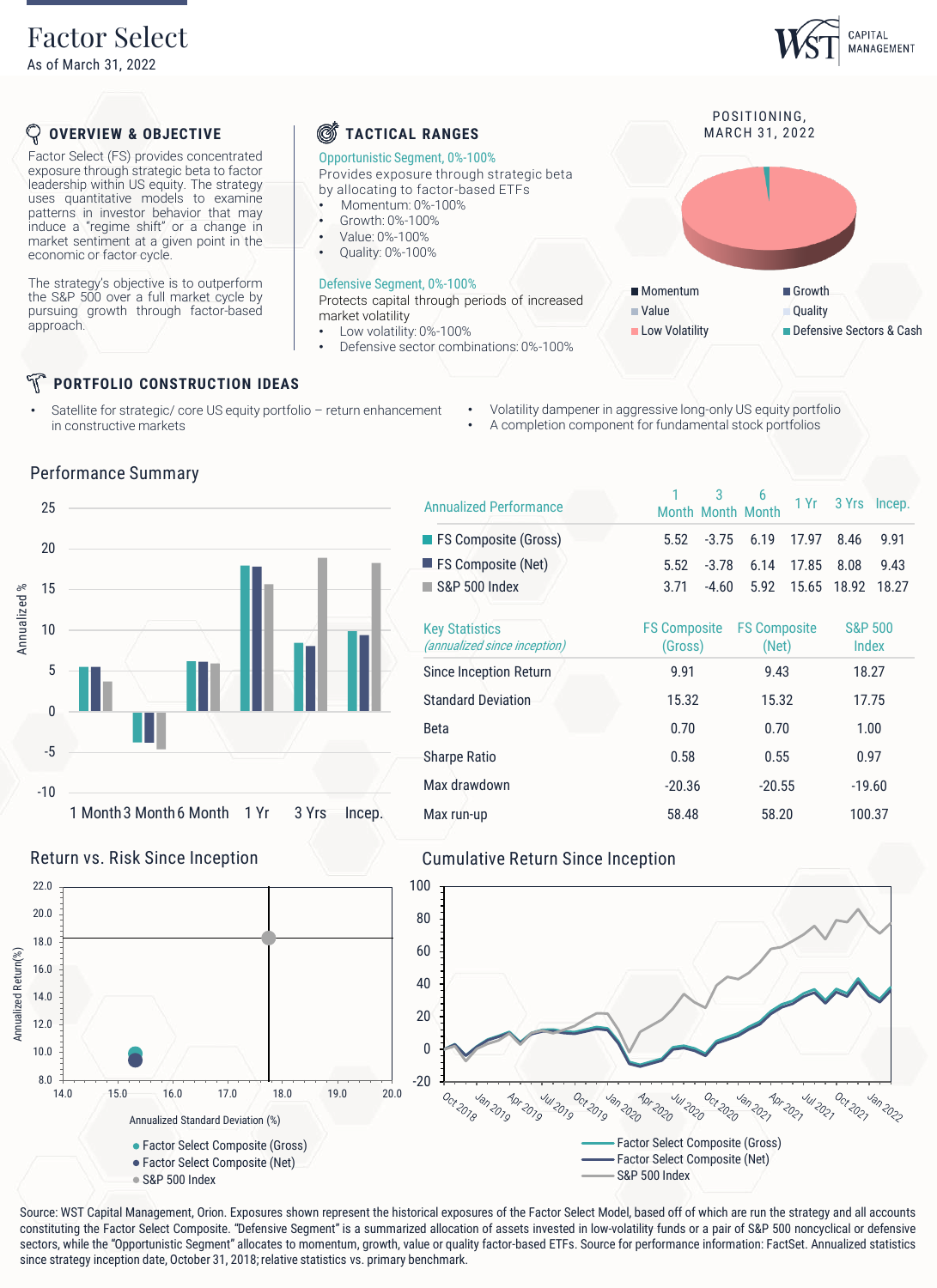# Factor Select

As of March 31, 2022

## OVERVIEW & OBJECTIVE

Factor Select (FS) provides concentrated exposure through strategic beta to factor leadership within US equity. The strategy uses quantitative models to examine patterns in investor behavior that may induce a "regime shift" or a change in market sentiment at a given point in the economic or factor cycle.

The strategy's objective is to outperform the S&P 500 over a full market cycle by pursuing growth through factor-based approach.

## TACTICAL RANGES

**Opportunistic Segment, 0%-100%**

Provides exposure through strategic beta by allocating to factor-based ETFs

- Momentum: 0%-100%
- Growth: 0%-100%
- Value: 0%-100%
- Quality: 0%-100%

**Defensive Segment, 0%-100%**

Protects capital through periods of increased market volatility

- Low volatility: 0%-100%
- Defensive sector combinations: 0%-100%

## POSITIONING, MARCH 31, 2022

Momentum, Growth, Value, Quality, Low Volatility, Defensive Sectors & Cash

## PORTFOLIO CONSTRUCTION IDEAS

- Satellite for strategic/ core US equity portfolio – return enhancement in constructive markets
- Volatility dampener in aggressive long-only US equity portfolio
- A completion component for fundamental stock portfolios

## Performance Summary

| Annualized Performance | 1 Month | 3 Month | 6 Month | 1 Yr | 3 Yrs | Incep. |
|---|---|---|---|---|---|---|
| FS Composite (Gross) | 5.52 | -3.75 | 6.19 | 17.97 | 8.46 | 9.91 |
| FS Composite (Net) | 5.52 | -3.78 | 6.14 | 17.85 | 8.08 | 9.43 |
| S&P 500 Index | 3.71 | -4.60 | 5.92 | 15.65 | 18.92 | 18.27 |

| Key Statistics *(annualized since inception)* | FS Composite (Gross) | FS Composite (Net) | S&P 500 Index |
|---|---|---|---|
| Since Inception Return | 9.91 | 9.43 | 18.27 |
| Standard Deviation | 15.32 | 15.32 | 17.75 |
| Beta | 0.70 | 0.70 | 1.00 |
| Sharpe Ratio | 0.58 | 0.55 | 0.97 |
| Max drawdown | -20.36 | -20.55 | -19.60 |
| Max run-up | 58.48 | 58.20 | 100.37 |

## Return vs. Risk Since Inception

Annualized Standard Deviation (%) vs. Annualized Return (%)

- Factor Select Composite (Gross)
- Factor Select Composite (Net)
- S&P 500 Index

## Cumulative Return Since Inception

- Factor Select Composite (Gross)
- Factor Select Composite (Net)
- S&P 500 Index

Source: WST Capital Management, Orion. Exposures shown represent the historical exposures of the Factor Select Model, based off of which are run the strategy and all accounts constituting the Factor Select Composite. "Defensive Segment" is a summarized allocation of assets invested in low-volatility funds or a pair of S&P 500 noncyclical or defensive sectors, while the "Opportunistic Segment" allocates to momentum, growth, value or quality factor-based ETFs. Source for performance information: FactSet. Annualized statistics since strategy inception date, October 31, 2018; relative statistics vs. primary benchmark.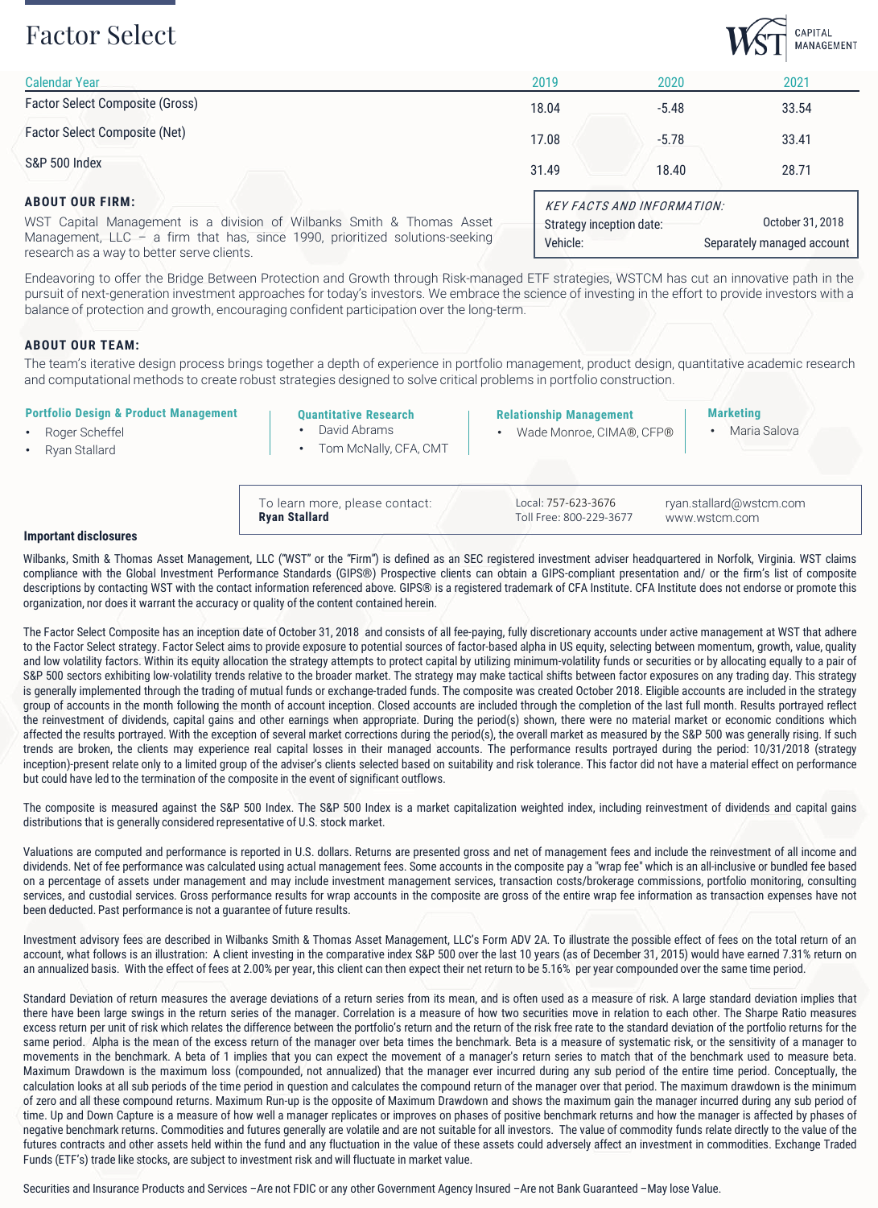# Factor Select

WST CAPITAL MANAGEMENT

| Calendar Year | 2019 | 2020 | 2021 |
|---|---|---|---|
| Factor Select Composite (Gross) | 18.04 | -5.48 | 33.54 |
| Factor Select Composite (Net) | 17.08 | -5.78 | 33.41 |
| S&P 500 Index | 31.49 | 18.40 | 28.71 |

## ABOUT OUR FIRM:

WST Capital Management is a division of Wilbanks Smith & Thomas Asset Management, LLC – a firm that has, since 1990, prioritized solutions-seeking research as a way to better serve clients.

*KEY FACTS AND INFORMATION:*

| | |
|---|---|
| Strategy inception date: | October 31, 2018 |
| Vehicle: | Separately managed account |

Endeavoring to offer the Bridge Between Protection and Growth through Risk-managed ETF strategies, WSTCM has cut an innovative path in the pursuit of next-generation investment approaches for today's investors. We embrace the science of investing in the effort to provide investors with a balance of protection and growth, encouraging confident participation over the long-term.

## ABOUT OUR TEAM:

The team's iterative design process brings together a depth of experience in portfolio management, product design, quantitative academic research and computational methods to create robust strategies designed to solve critical problems in portfolio construction.

**Portfolio Design & Product Management**
- Roger Scheffel
- Ryan Stallard

**Quantitative Research**
- David Abrams
- Tom McNally, CFA, CMT

**Relationship Management**
- Wade Monroe, CIMA®, CFP®

**Marketing**
- Maria Salova

To learn more, please contact:
**Ryan Stallard**
Local: 757-623-3676
Toll Free: 800-229-3677
ryan.stallard@wstcm.com
www.wstcm.com

### Important disclosures

Wilbanks, Smith & Thomas Asset Management, LLC ("WST" or the "Firm") is defined as an SEC registered investment adviser headquartered in Norfolk, Virginia. WST claims compliance with the Global Investment Performance Standards (GIPS®) Prospective clients can obtain a GIPS-compliant presentation and/ or the firm's list of composite descriptions by contacting WST with the contact information referenced above. GIPS® is a registered trademark of CFA Institute. CFA Institute does not endorse or promote this organization, nor does it warrant the accuracy or quality of the content contained herein.

The Factor Select Composite has an inception date of October 31, 2018 and consists of all fee-paying, fully discretionary accounts under active management at WST that adhere to the Factor Select strategy. Factor Select aims to provide exposure to potential sources of factor-based alpha in US equity, selecting between momentum, growth, value, quality and low volatility factors. Within its equity allocation the strategy attempts to protect capital by utilizing minimum-volatility funds or securities or by allocating equally to a pair of S&P 500 sectors exhibiting low-volatility trends relative to the broader market. The strategy may make tactical shifts between factor exposures on any trading day. This strategy is generally implemented through the trading of mutual funds or exchange-traded funds. The composite was created October 2018. Eligible accounts are included in the strategy group of accounts in the month following the month of account inception. Closed accounts are included through the completion of the last full month. Results portrayed reflect the reinvestment of dividends, capital gains and other earnings when appropriate. During the period(s) shown, there were no material market or economic conditions which affected the results portrayed. With the exception of several market corrections during the period(s), the overall market as measured by the S&P 500 was generally rising. If such trends are broken, the clients may experience real capital losses in their managed accounts. The performance results portrayed during the period: 10/31/2018 (strategy inception)-present relate only to a limited group of the adviser's clients selected based on suitability and risk tolerance. This factor did not have a material effect on performance but could have led to the termination of the composite in the event of significant outflows.

The composite is measured against the S&P 500 Index. The S&P 500 Index is a market capitalization weighted index, including reinvestment of dividends and capital gains distributions that is generally considered representative of U.S. stock market.

Valuations are computed and performance is reported in U.S. dollars. Returns are presented gross and net of management fees and include the reinvestment of all income and dividends. Net of fee performance was calculated using actual management fees. Some accounts in the composite pay a "wrap fee" which is an all-inclusive or bundled fee based on a percentage of assets under management and may include investment management services, transaction costs/brokerage commissions, portfolio monitoring, consulting services, and custodial services. Gross performance results for wrap accounts in the composite are gross of the entire wrap fee information as transaction expenses have not been deducted. Past performance is not a guarantee of future results.

Investment advisory fees are described in Wilbanks Smith & Thomas Asset Management, LLC's Form ADV 2A. To illustrate the possible effect of fees on the total return of an account, what follows is an illustration: A client investing in the comparative index S&P 500 over the last 10 years (as of December 31, 2015) would have earned 7.31% return on an annualized basis. With the effect of fees at 2.00% per year, this client can then expect their net return to be 5.16% per year compounded over the same time period.

Standard Deviation of return measures the average deviations of a return series from its mean, and is often used as a measure of risk. A large standard deviation implies that there have been large swings in the return series of the manager. Correlation is a measure of how two securities move in relation to each other. The Sharpe Ratio measures excess return per unit of risk which relates the difference between the portfolio's return and the return of the risk free rate to the standard deviation of the portfolio returns for the same period. Alpha is the mean of the excess return of the manager over beta times the benchmark. Beta is a measure of systematic risk, or the sensitivity of a manager to movements in the benchmark. A beta of 1 implies that you can expect the movement of a manager's return series to match that of the benchmark used to measure beta. Maximum Drawdown is the maximum loss (compounded, not annualized) that the manager ever incurred during any sub period of the entire time period. Conceptually, the calculation looks at all sub periods of the time period in question and calculates the compound return of the manager over that period. The maximum drawdown is the minimum of zero and all these compound returns. Maximum Run-up is the opposite of Maximum Drawdown and shows the maximum gain the manager incurred during any sub period of time. Up and Down Capture is a measure of how well a manager replicates or improves on phases of positive benchmark returns and how the manager is affected by phases of negative benchmark returns. Commodities and futures generally are volatile and are not suitable for all investors. The value of commodity funds relate directly to the value of the futures contracts and other assets held within the fund and any fluctuation in the value of these assets could adversely affect an investment in commodities. Exchange Traded Funds (ETF's) trade like stocks, are subject to investment risk and will fluctuate in market value.

Securities and Insurance Products and Services –Are not FDIC or any other Government Agency Insured –Are not Bank Guaranteed –May lose Value.